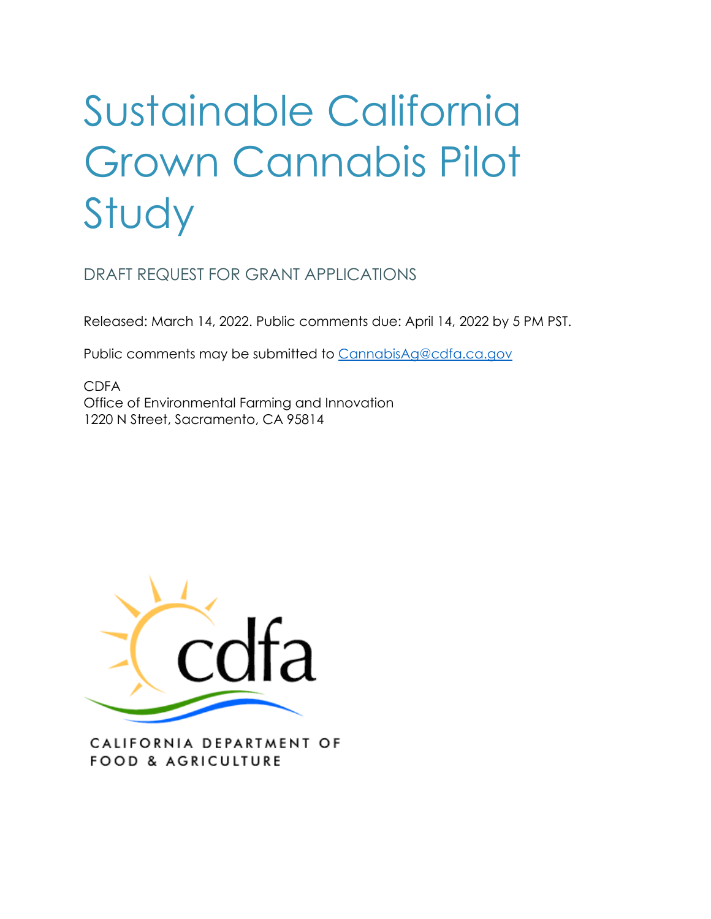# Sustainable California Grown Cannabis Pilot Study

## DRAFT REQUEST FOR GRANT APPLICATIONS

Released: March 14, 2022. Public comments due: April 14, 2022 by 5 PM PST.

Public comments may be submitted to [CannabisAg@cdfa.ca.gov](mailto:CannabisAg@cdfa.ca.gov)

CDFA
Office of Environmental Farming and Innovation
1220 N Street, Sacramento, CA 95814

CALIFORNIA DEPARTMENT OF FOOD & AGRICULTURE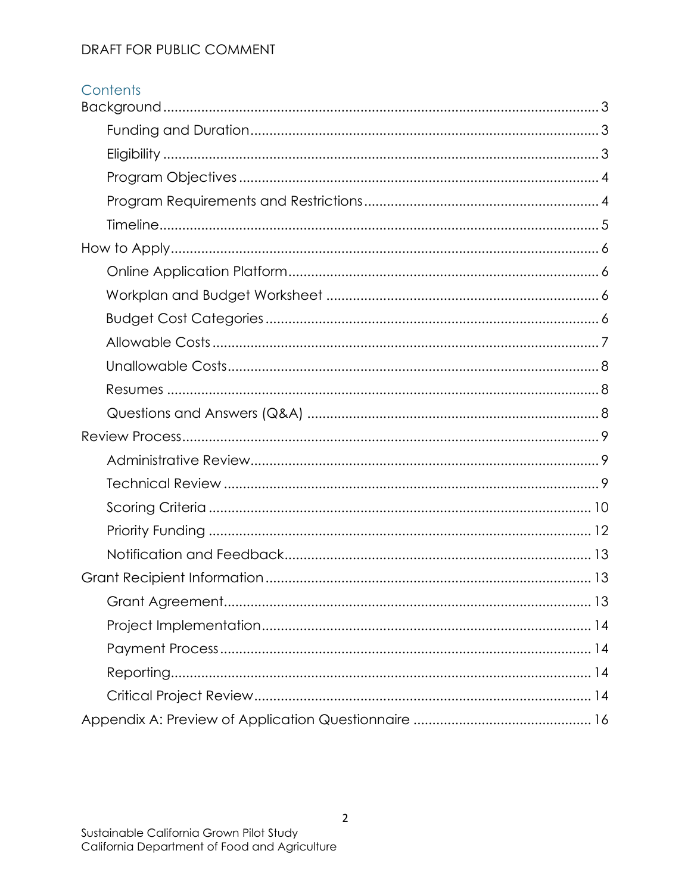DRAFT FOR PUBLIC COMMENT

## Contents

- Background ........ 3
  - Funding and Duration ........ 3
  - Eligibility ........ 3
  - Program Objectives ........ 4
  - Program Requirements and Restrictions ........ 4
  - Timeline ........ 5
- How to Apply ........ 6
  - Online Application Platform ........ 6
  - Workplan and Budget Worksheet ........ 6
  - Budget Cost Categories ........ 6
  - Allowable Costs ........ 7
  - Unallowable Costs ........ 8
  - Resumes ........ 8
  - Questions and Answers (Q&A) ........ 8
- Review Process ........ 9
  - Administrative Review ........ 9
  - Technical Review ........ 9
  - Scoring Criteria ........ 10
  - Priority Funding ........ 12
  - Notification and Feedback ........ 13
- Grant Recipient Information ........ 13
  - Grant Agreement ........ 13
  - Project Implementation ........ 14
  - Payment Process ........ 14
  - Reporting ........ 14
  - Critical Project Review ........ 14
- Appendix A: Preview of Application Questionnaire ........ 16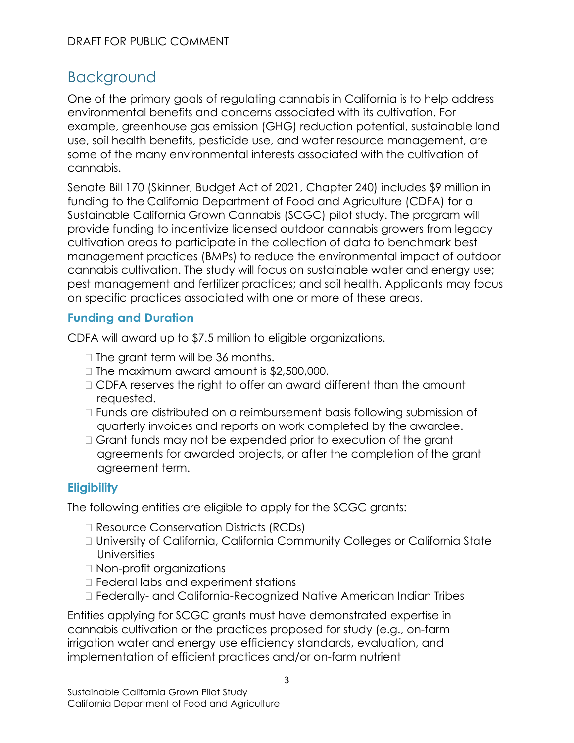## Background

One of the primary goals of regulating cannabis in California is to help address environmental benefits and concerns associated with its cultivation. For example, greenhouse gas emission (GHG) reduction potential, sustainable land use, soil health benefits, pesticide use, and water resource management, are some of the many environmental interests associated with the cultivation of cannabis.

Senate Bill 170 (Skinner, Budget Act of 2021, Chapter 240) includes $9 million in funding to the California Department of Food and Agriculture (CDFA) for a Sustainable California Grown Cannabis (SCGC) pilot study. The program will provide funding to incentivize licensed outdoor cannabis growers from legacy cultivation areas to participate in the collection of data to benchmark best management practices (BMPs) to reduce the environmental impact of outdoor cannabis cultivation. The study will focus on sustainable water and energy use; pest management and fertilizer practices; and soil health. Applicants may focus on specific practices associated with one or more of these areas.

### Funding and Duration

CDFA will award up to $7.5 million to eligible organizations.

- The grant term will be 36 months.
- The maximum award amount is $2,500,000.
- CDFA reserves the right to offer an award different than the amount requested.
- Funds are distributed on a reimbursement basis following submission of quarterly invoices and reports on work completed by the awardee.
- Grant funds may not be expended prior to execution of the grant agreements for awarded projects, or after the completion of the grant agreement term.

### Eligibility

The following entities are eligible to apply for the SCGC grants:

- Resource Conservation Districts (RCDs)
- University of California, California Community Colleges or California State Universities
- Non-profit organizations
- Federal labs and experiment stations
- Federally- and California-Recognized Native American Indian Tribes

Entities applying for SCGC grants must have demonstrated expertise in cannabis cultivation or the practices proposed for study (e.g., on-farm irrigation water and energy use efficiency standards, evaluation, and implementation of efficient practices and/or on-farm nutrient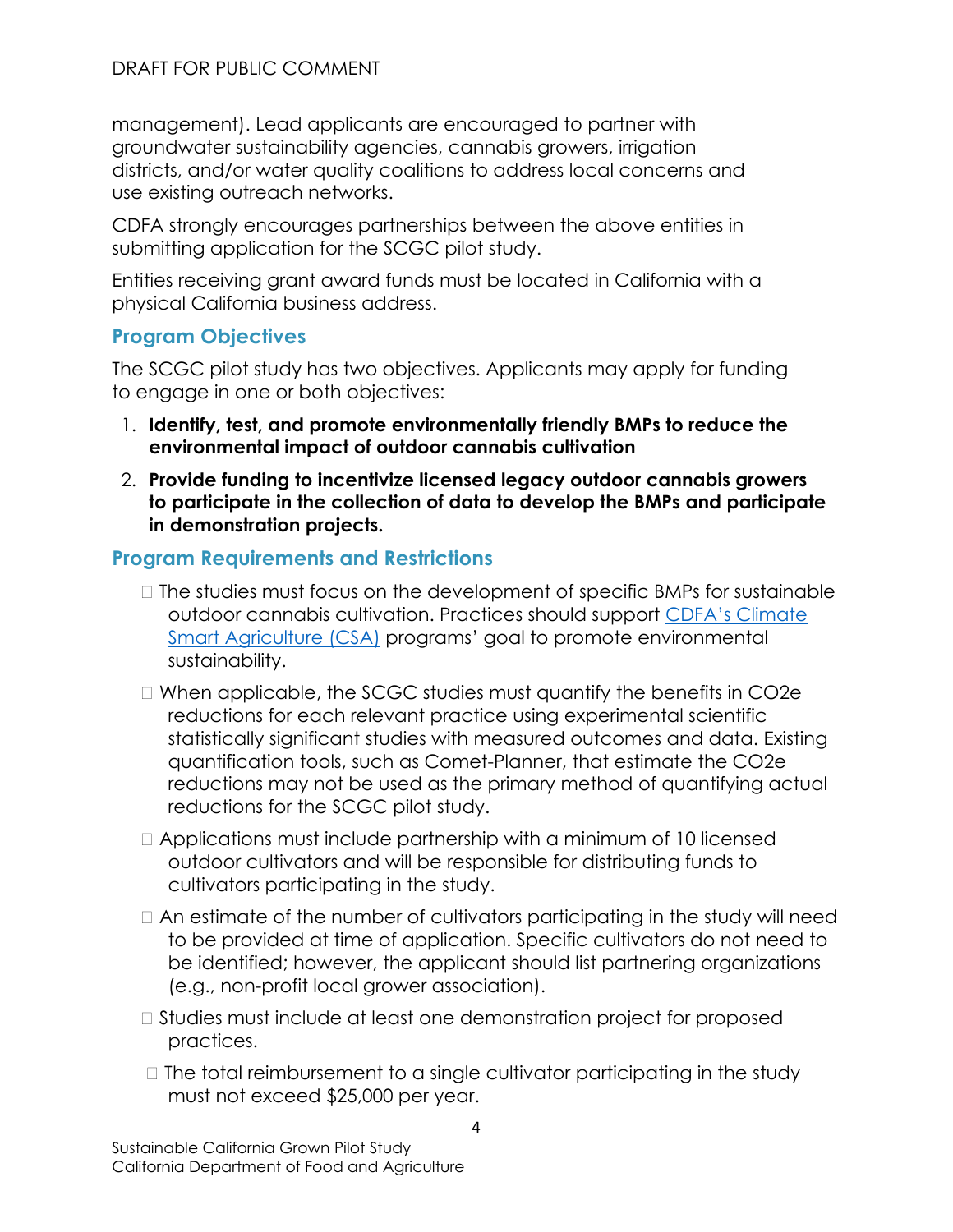management). Lead applicants are encouraged to partner with groundwater sustainability agencies, cannabis growers, irrigation districts, and/or water quality coalitions to address local concerns and use existing outreach networks.

CDFA strongly encourages partnerships between the above entities in submitting application for the SCGC pilot study.

Entities receiving grant award funds must be located in California with a physical California business address.

## Program Objectives

The SCGC pilot study has two objectives. Applicants may apply for funding to engage in one or both objectives:

1. **Identify, test, and promote environmentally friendly BMPs to reduce the environmental impact of outdoor cannabis cultivation**
2. **Provide funding to incentivize licensed legacy outdoor cannabis growers to participate in the collection of data to develop the BMPs and participate in demonstration projects.**

## Program Requirements and Restrictions

- The studies must focus on the development of specific BMPs for sustainable outdoor cannabis cultivation. Practices should support CDFA's Climate Smart Agriculture (CSA) programs' goal to promote environmental sustainability.
- When applicable, the SCGC studies must quantify the benefits in CO2e reductions for each relevant practice using experimental scientific statistically significant studies with measured outcomes and data. Existing quantification tools, such as Comet-Planner, that estimate the CO2e reductions may not be used as the primary method of quantifying actual reductions for the SCGC pilot study.
- Applications must include partnership with a minimum of 10 licensed outdoor cultivators and will be responsible for distributing funds to cultivators participating in the study.
- An estimate of the number of cultivators participating in the study will need to be provided at time of application. Specific cultivators do not need to be identified; however, the applicant should list partnering organizations (e.g., non-profit local grower association).
- Studies must include at least one demonstration project for proposed practices.
- The total reimbursement to a single cultivator participating in the study must not exceed $25,000 per year.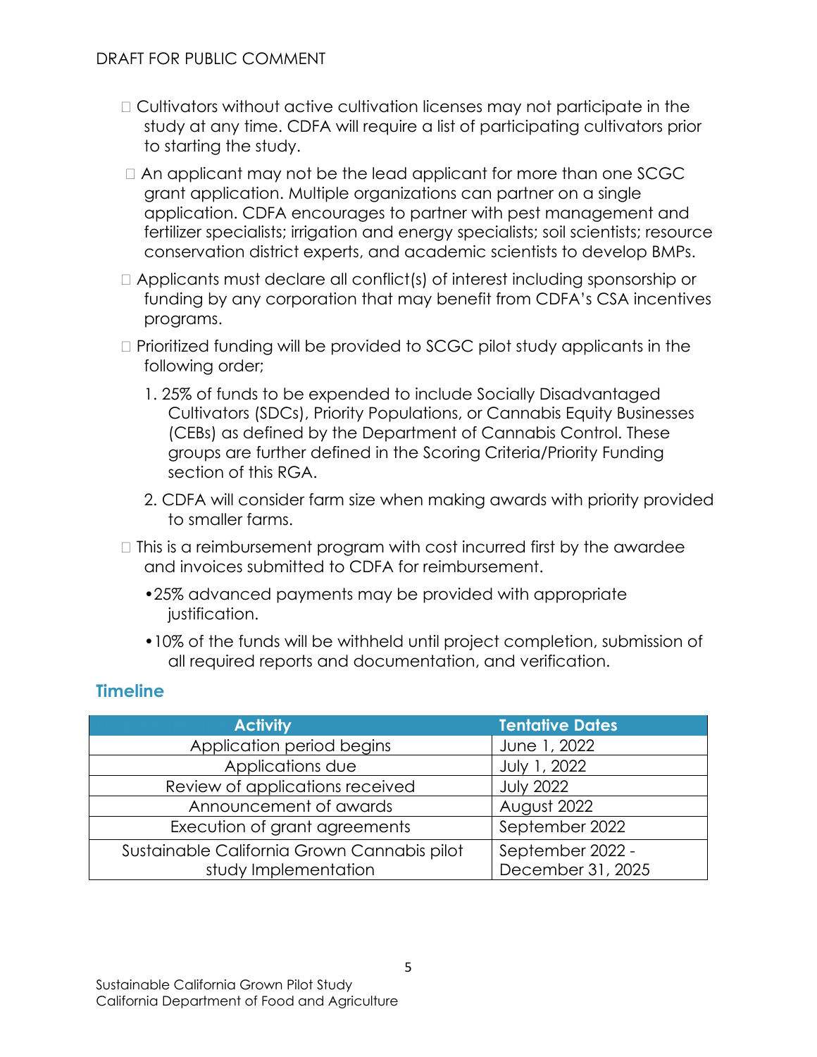- Cultivators without active cultivation licenses may not participate in the study at any time. CDFA will require a list of participating cultivators prior to starting the study.
- An applicant may not be the lead applicant for more than one SCGC grant application. Multiple organizations can partner on a single application. CDFA encourages to partner with pest management and fertilizer specialists; irrigation and energy specialists; soil scientists; resource conservation district experts, and academic scientists to develop BMPs.
- Applicants must declare all conflict(s) of interest including sponsorship or funding by any corporation that may benefit from CDFA's CSA incentives programs.
- Prioritized funding will be provided to SCGC pilot study applicants in the following order;
  1. 25% of funds to be expended to include Socially Disadvantaged Cultivators (SDCs), Priority Populations, or Cannabis Equity Businesses (CEBs) as defined by the Department of Cannabis Control. These groups are further defined in the Scoring Criteria/Priority Funding section of this RGA.
  2. CDFA will consider farm size when making awards with priority provided to smaller farms.
- This is a reimbursement program with cost incurred first by the awardee and invoices submitted to CDFA for reimbursement.
  - 25% advanced payments may be provided with appropriate justification.
  - 10% of the funds will be withheld until project completion, submission of all required reports and documentation, and verification.

## Timeline

| Activity | Tentative Dates |
|---|---|
| Application period begins | June 1, 2022 |
| Applications due | July 1, 2022 |
| Review of applications received | July 2022 |
| Announcement of awards | August 2022 |
| Execution of grant agreements | September 2022 |
| Sustainable California Grown Cannabis pilot study Implementation | September 2022 - December 31, 2025 |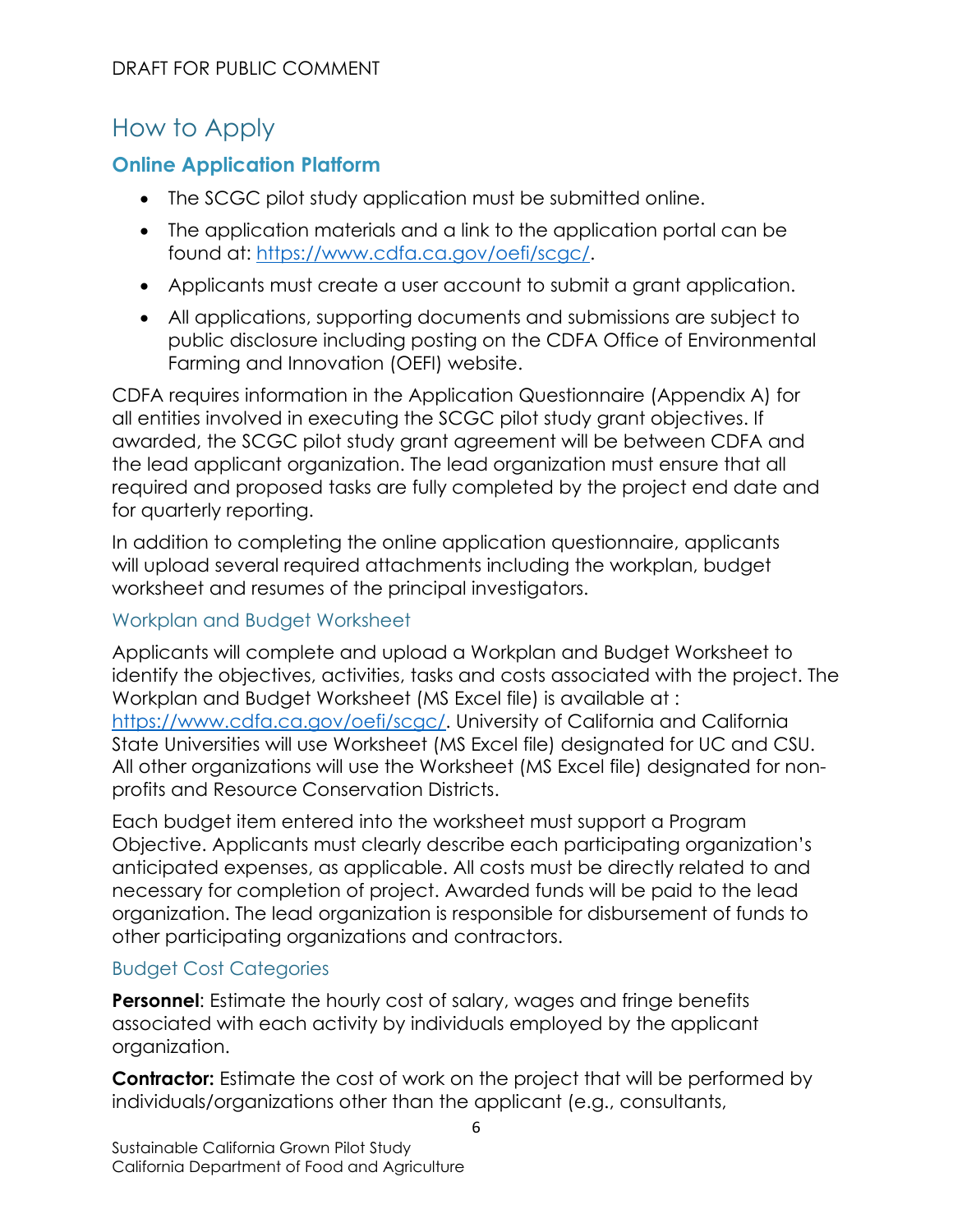# How to Apply

## Online Application Platform

- The SCGC pilot study application must be submitted online.
- The application materials and a link to the application portal can be found at: https://www.cdfa.ca.gov/oefi/scgc/.
- Applicants must create a user account to submit a grant application.
- All applications, supporting documents and submissions are subject to public disclosure including posting on the CDFA Office of Environmental Farming and Innovation (OEFI) website.

CDFA requires information in the Application Questionnaire (Appendix A) for all entities involved in executing the SCGC pilot study grant objectives. If awarded, the SCGC pilot study grant agreement will be between CDFA and the lead applicant organization. The lead organization must ensure that all required and proposed tasks are fully completed by the project end date and for quarterly reporting.

In addition to completing the online application questionnaire, applicants will upload several required attachments including the workplan, budget worksheet and resumes of the principal investigators.

### Workplan and Budget Worksheet

Applicants will complete and upload a Workplan and Budget Worksheet to identify the objectives, activities, tasks and costs associated with the project. The Workplan and Budget Worksheet (MS Excel file) is available at : https://www.cdfa.ca.gov/oefi/scgc/. University of California and California State Universities will use Worksheet (MS Excel file) designated for UC and CSU. All other organizations will use the Worksheet (MS Excel file) designated for non-profits and Resource Conservation Districts.

Each budget item entered into the worksheet must support a Program Objective. Applicants must clearly describe each participating organization's anticipated expenses, as applicable. All costs must be directly related to and necessary for completion of project. Awarded funds will be paid to the lead organization. The lead organization is responsible for disbursement of funds to other participating organizations and contractors.

### Budget Cost Categories

**Personnel**: Estimate the hourly cost of salary, wages and fringe benefits associated with each activity by individuals employed by the applicant organization.

**Contractor:** Estimate the cost of work on the project that will be performed by individuals/organizations other than the applicant (e.g., consultants,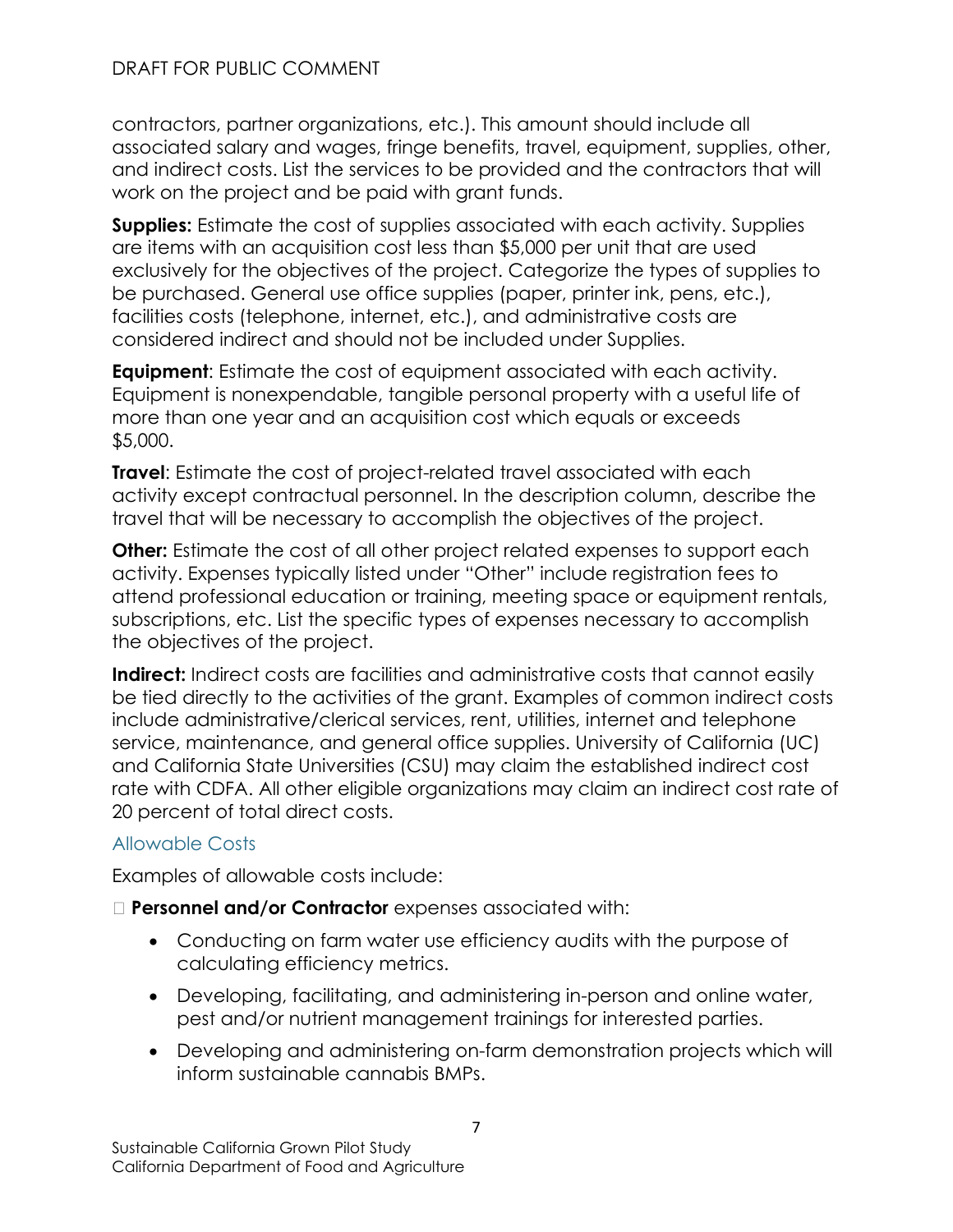contractors, partner organizations, etc.). This amount should include all associated salary and wages, fringe benefits, travel, equipment, supplies, other, and indirect costs. List the services to be provided and the contractors that will work on the project and be paid with grant funds.

**Supplies:** Estimate the cost of supplies associated with each activity. Supplies are items with an acquisition cost less than $5,000 per unit that are used exclusively for the objectives of the project. Categorize the types of supplies to be purchased. General use office supplies (paper, printer ink, pens, etc.), facilities costs (telephone, internet, etc.), and administrative costs are considered indirect and should not be included under Supplies.

**Equipment**: Estimate the cost of equipment associated with each activity. Equipment is nonexpendable, tangible personal property with a useful life of more than one year and an acquisition cost which equals or exceeds $5,000.

**Travel**: Estimate the cost of project-related travel associated with each activity except contractual personnel. In the description column, describe the travel that will be necessary to accomplish the objectives of the project.

**Other:** Estimate the cost of all other project related expenses to support each activity. Expenses typically listed under "Other" include registration fees to attend professional education or training, meeting space or equipment rentals, subscriptions, etc. List the specific types of expenses necessary to accomplish the objectives of the project.

**Indirect:** Indirect costs are facilities and administrative costs that cannot easily be tied directly to the activities of the grant. Examples of common indirect costs include administrative/clerical services, rent, utilities, internet and telephone service, maintenance, and general office supplies. University of California (UC) and California State Universities (CSU) may claim the established indirect cost rate with CDFA. All other eligible organizations may claim an indirect cost rate of 20 percent of total direct costs.

### Allowable Costs

Examples of allowable costs include:

- **Personnel and/or Contractor** expenses associated with:
  - Conducting on farm water use efficiency audits with the purpose of calculating efficiency metrics.
  - Developing, facilitating, and administering in-person and online water, pest and/or nutrient management trainings for interested parties.
  - Developing and administering on-farm demonstration projects which will inform sustainable cannabis BMPs.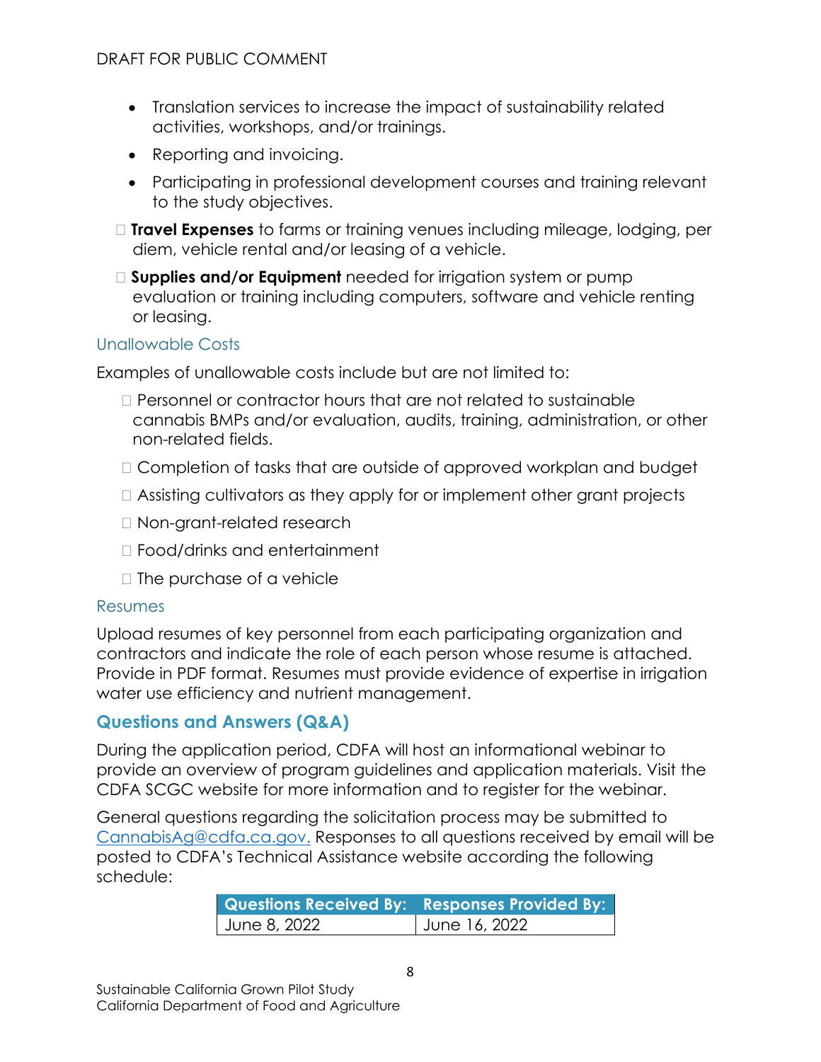- Translation services to increase the impact of sustainability related activities, workshops, and/or trainings.
- Reporting and invoicing.
- Participating in professional development courses and training relevant to the study objectives.

- **Travel Expenses** to farms or training venues including mileage, lodging, per diem, vehicle rental and/or leasing of a vehicle.
- **Supplies and/or Equipment** needed for irrigation system or pump evaluation or training including computers, software and vehicle renting or leasing.

### Unallowable Costs

Examples of unallowable costs include but are not limited to:

- Personnel or contractor hours that are not related to sustainable cannabis BMPs and/or evaluation, audits, training, administration, or other non-related fields.
- Completion of tasks that are outside of approved workplan and budget
- Assisting cultivators as they apply for or implement other grant projects
- Non-grant-related research
- Food/drinks and entertainment
- The purchase of a vehicle

### Resumes

Upload resumes of key personnel from each participating organization and contractors and indicate the role of each person whose resume is attached. Provide in PDF format. Resumes must provide evidence of expertise in irrigation water use efficiency and nutrient management.

## Questions and Answers (Q&A)

During the application period, CDFA will host an informational webinar to provide an overview of program guidelines and application materials. Visit the CDFA SCGC website for more information and to register for the webinar.

General questions regarding the solicitation process may be submitted to CannabisAg@cdfa.ca.gov. Responses to all questions received by email will be posted to CDFA's Technical Assistance website according the following schedule:

| Questions Received By: | Responses Provided By: |
|---|---|
| June 8, 2022 | June 16, 2022 |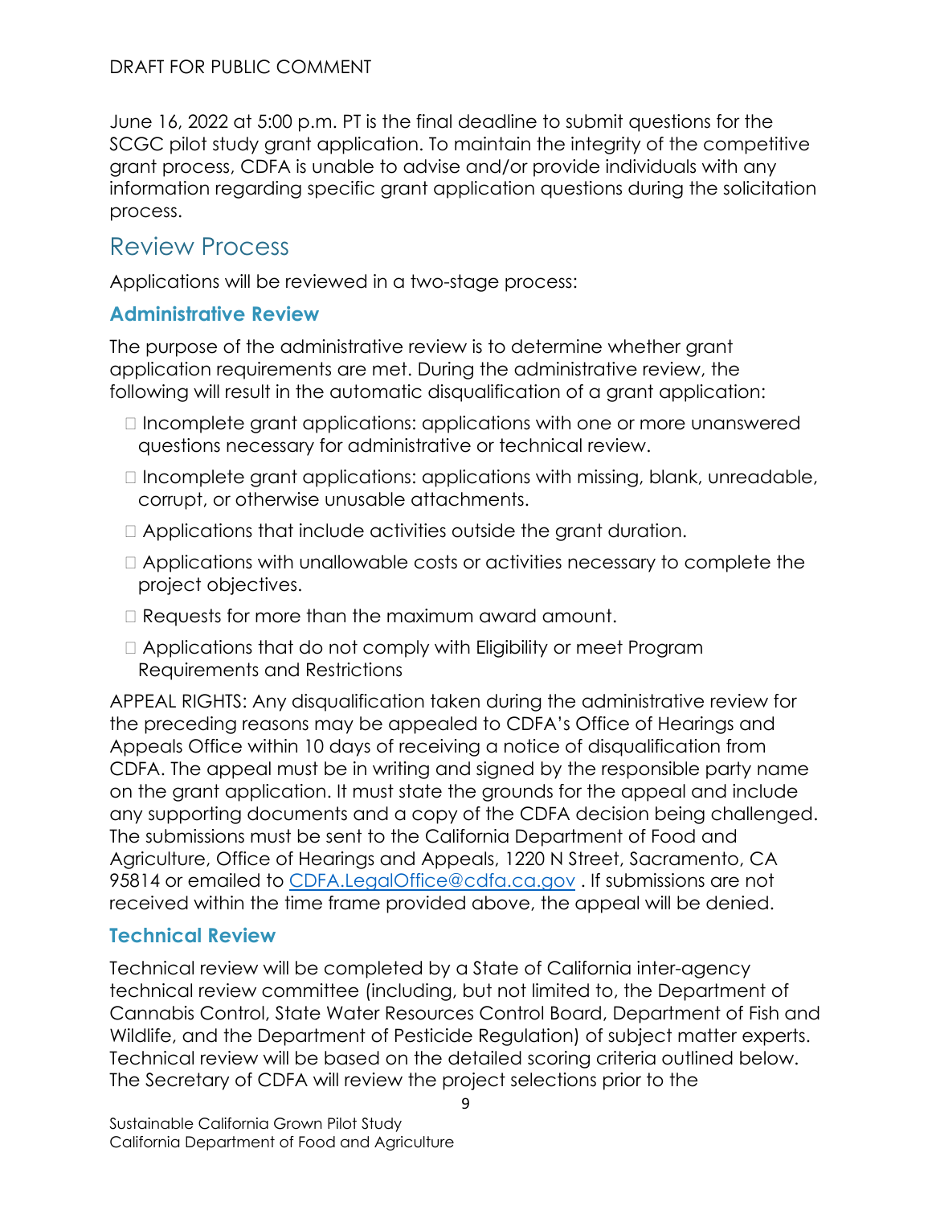June 16, 2022 at 5:00 p.m. PT is the final deadline to submit questions for the SCGC pilot study grant application. To maintain the integrity of the competitive grant process, CDFA is unable to advise and/or provide individuals with any information regarding specific grant application questions during the solicitation process.

## Review Process

Applications will be reviewed in a two-stage process:

### Administrative Review

The purpose of the administrative review is to determine whether grant application requirements are met. During the administrative review, the following will result in the automatic disqualification of a grant application:

- Incomplete grant applications: applications with one or more unanswered questions necessary for administrative or technical review.
- Incomplete grant applications: applications with missing, blank, unreadable, corrupt, or otherwise unusable attachments.
- Applications that include activities outside the grant duration.
- Applications with unallowable costs or activities necessary to complete the project objectives.
- Requests for more than the maximum award amount.
- Applications that do not comply with Eligibility or meet Program Requirements and Restrictions

APPEAL RIGHTS: Any disqualification taken during the administrative review for the preceding reasons may be appealed to CDFA's Office of Hearings and Appeals Office within 10 days of receiving a notice of disqualification from CDFA. The appeal must be in writing and signed by the responsible party name on the grant application. It must state the grounds for the appeal and include any supporting documents and a copy of the CDFA decision being challenged. The submissions must be sent to the California Department of Food and Agriculture, Office of Hearings and Appeals, 1220 N Street, Sacramento, CA 95814 or emailed to CDFA.LegalOffice@cdfa.ca.gov . If submissions are not received within the time frame provided above, the appeal will be denied.

### Technical Review

Technical review will be completed by a State of California inter-agency technical review committee (including, but not limited to, the Department of Cannabis Control, State Water Resources Control Board, Department of Fish and Wildlife, and the Department of Pesticide Regulation) of subject matter experts. Technical review will be based on the detailed scoring criteria outlined below. The Secretary of CDFA will review the project selections prior to the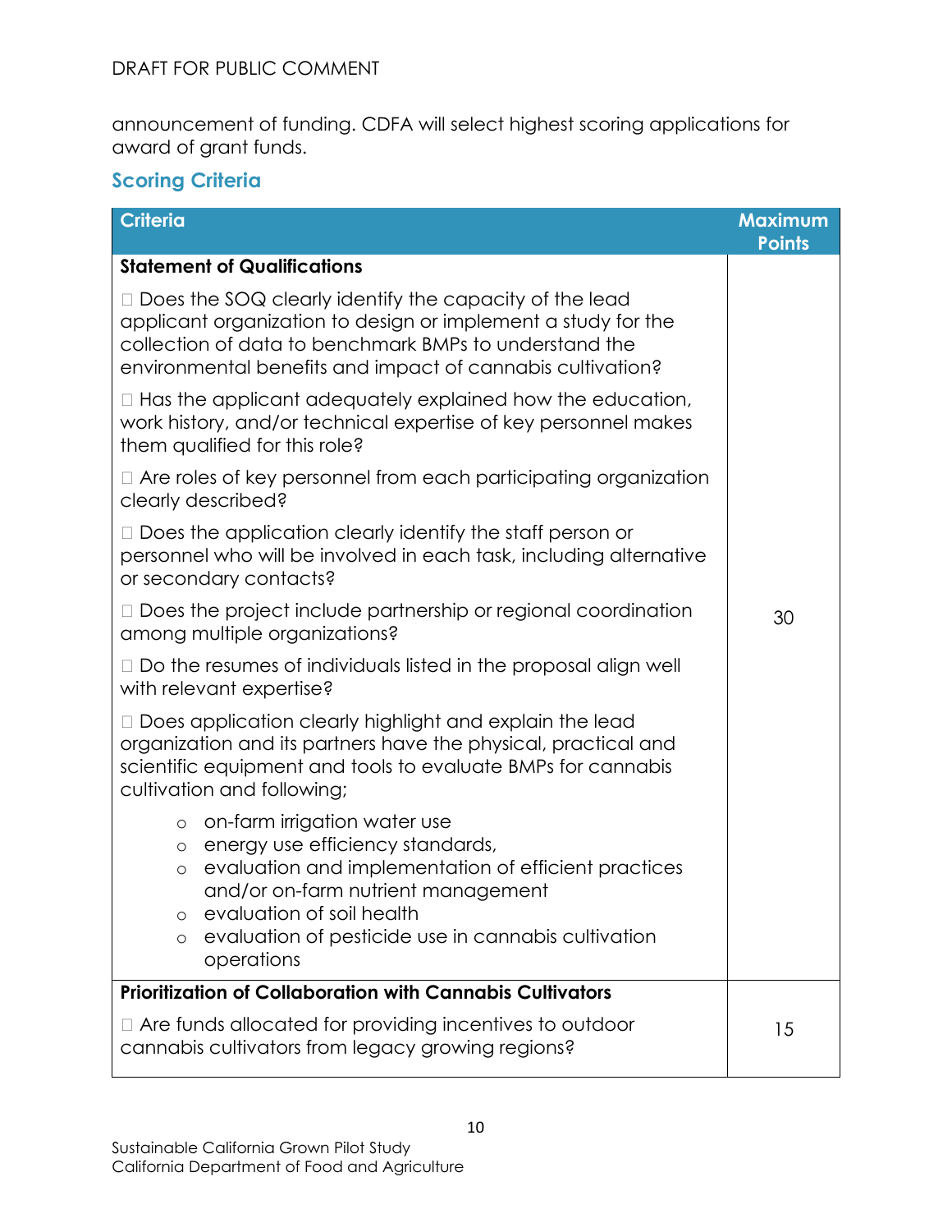announcement of funding. CDFA will select highest scoring applications for award of grant funds.

## Scoring Criteria

| Criteria | Maximum Points |
|---|---|
| **Statement of Qualifications**<br><br>☐ Does the SOQ clearly identify the capacity of the lead applicant organization to design or implement a study for the collection of data to benchmark BMPs to understand the environmental benefits and impact of cannabis cultivation?<br><br>☐ Has the applicant adequately explained how the education, work history, and/or technical expertise of key personnel makes them qualified for this role?<br><br>☐ Are roles of key personnel from each participating organization clearly described?<br><br>☐ Does the application clearly identify the staff person or personnel who will be involved in each task, including alternative or secondary contacts?<br><br>☐ Does the project include partnership or regional coordination among multiple organizations?<br><br>☐ Do the resumes of individuals listed in the proposal align well with relevant expertise?<br><br>☐ Does application clearly highlight and explain the lead organization and its partners have the physical, practical and scientific equipment and tools to evaluate BMPs for cannabis cultivation and following;<br>◦ on-farm irrigation water use<br>◦ energy use efficiency standards,<br>◦ evaluation and implementation of efficient practices and/or on-farm nutrient management<br>◦ evaluation of soil health<br>◦ evaluation of pesticide use in cannabis cultivation operations | 30 |
| **Prioritization of Collaboration with Cannabis Cultivators**<br><br>☐ Are funds allocated for providing incentives to outdoor cannabis cultivators from legacy growing regions? | 15 |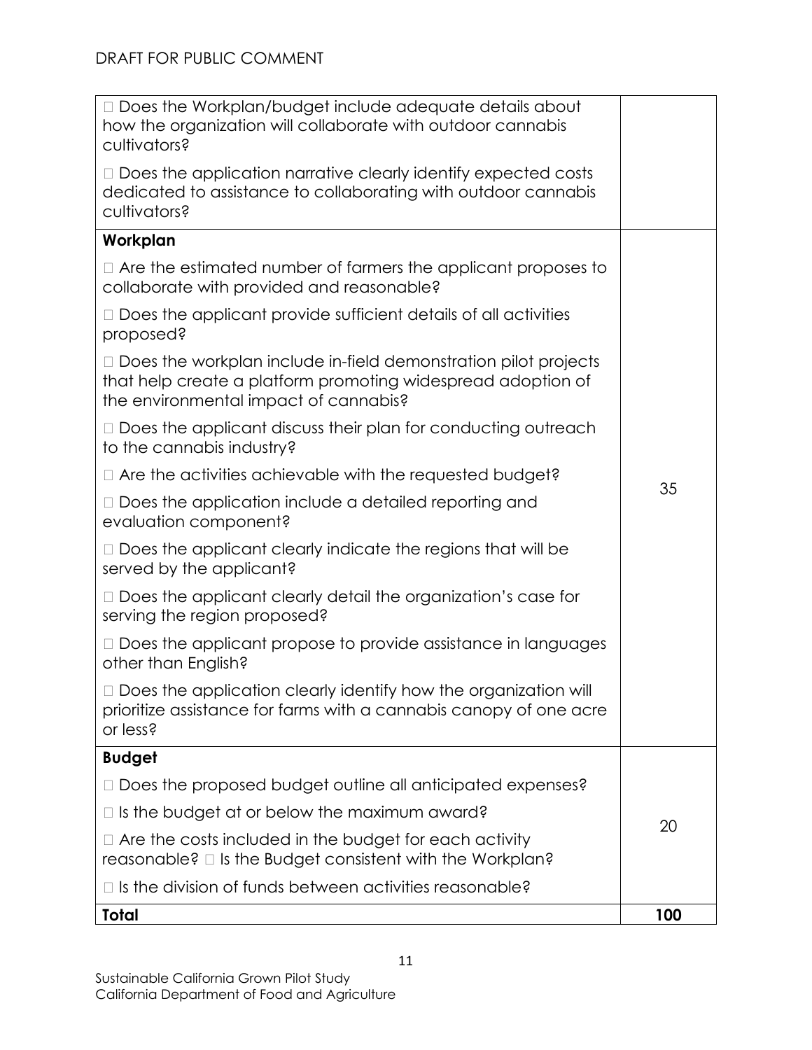DRAFT FOR PUBLIC COMMENT

| | |
|---|---|
| □ Does the Workplan/budget include adequate details about how the organization will collaborate with outdoor cannabis cultivators?<br><br>□ Does the application narrative clearly identify expected costs dedicated to assistance to collaborating with outdoor cannabis cultivators? | |
| **Workplan**<br><br>□ Are the estimated number of farmers the applicant proposes to collaborate with provided and reasonable?<br><br>□ Does the applicant provide sufficient details of all activities proposed?<br><br>□ Does the workplan include in-field demonstration pilot projects that help create a platform promoting widespread adoption of the environmental impact of cannabis?<br><br>□ Does the applicant discuss their plan for conducting outreach to the cannabis industry?<br><br>□ Are the activities achievable with the requested budget?<br><br>□ Does the application include a detailed reporting and evaluation component?<br><br>□ Does the applicant clearly indicate the regions that will be served by the applicant?<br><br>□ Does the applicant clearly detail the organization's case for serving the region proposed?<br><br>□ Does the applicant propose to provide assistance in languages other than English?<br><br>□ Does the application clearly identify how the organization will prioritize assistance for farms with a cannabis canopy of one acre or less? | 35 |
| **Budget**<br><br>□ Does the proposed budget outline all anticipated expenses?<br><br>□ Is the budget at or below the maximum award?<br><br>□ Are the costs included in the budget for each activity reasonable? □ Is the Budget consistent with the Workplan?<br><br>□ Is the division of funds between activities reasonable? | 20 |
| **Total** | **100** |

Sustainable California Grown Pilot Study
California Department of Food and Agriculture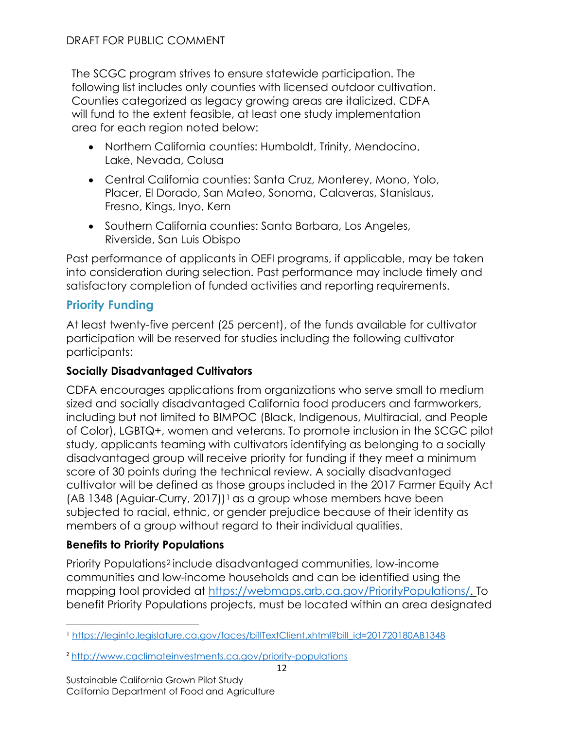The SCGC program strives to ensure statewide participation. The following list includes only counties with licensed outdoor cultivation. Counties categorized as legacy growing areas are italicized. CDFA will fund to the extent feasible, at least one study implementation area for each region noted below:

- Northern California counties: Humboldt, Trinity, Mendocino, Lake, Nevada, Colusa
- Central California counties: Santa Cruz, Monterey, Mono, Yolo, Placer, El Dorado, San Mateo, Sonoma, Calaveras, Stanislaus, Fresno, Kings, Inyo, Kern
- Southern California counties: Santa Barbara, Los Angeles, Riverside, San Luis Obispo

Past performance of applicants in OEFI programs, if applicable, may be taken into consideration during selection. Past performance may include timely and satisfactory completion of funded activities and reporting requirements.

## Priority Funding

At least twenty-five percent (25 percent), of the funds available for cultivator participation will be reserved for studies including the following cultivator participants:

### Socially Disadvantaged Cultivators

CDFA encourages applications from organizations who serve small to medium sized and socially disadvantaged California food producers and farmworkers, including but not limited to BIMPOC (Black, Indigenous, Multiracial, and People of Color), LGBTQ+, women and veterans. To promote inclusion in the SCGC pilot study, applicants teaming with cultivators identifying as belonging to a socially disadvantaged group will receive priority for funding if they meet a minimum score of 30 points during the technical review. A socially disadvantaged cultivator will be defined as those groups included in the 2017 Farmer Equity Act (AB 1348 (Aguiar-Curry, 2017))[1] as a group whose members have been subjected to racial, ethnic, or gender prejudice because of their identity as members of a group without regard to their individual qualities.

### Benefits to Priority Populations

Priority Populations[2] include disadvantaged communities, low-income communities and low-income households and can be identified using the mapping tool provided at https://webmaps.arb.ca.gov/PriorityPopulations/. To benefit Priority Populations projects, must be located within an area designated

[1] https://leginfo.legislature.ca.gov/faces/billTextClient.xhtml?bill_id=201720180AB1348

[2] http://www.caclimateinvestments.ca.gov/priority-populations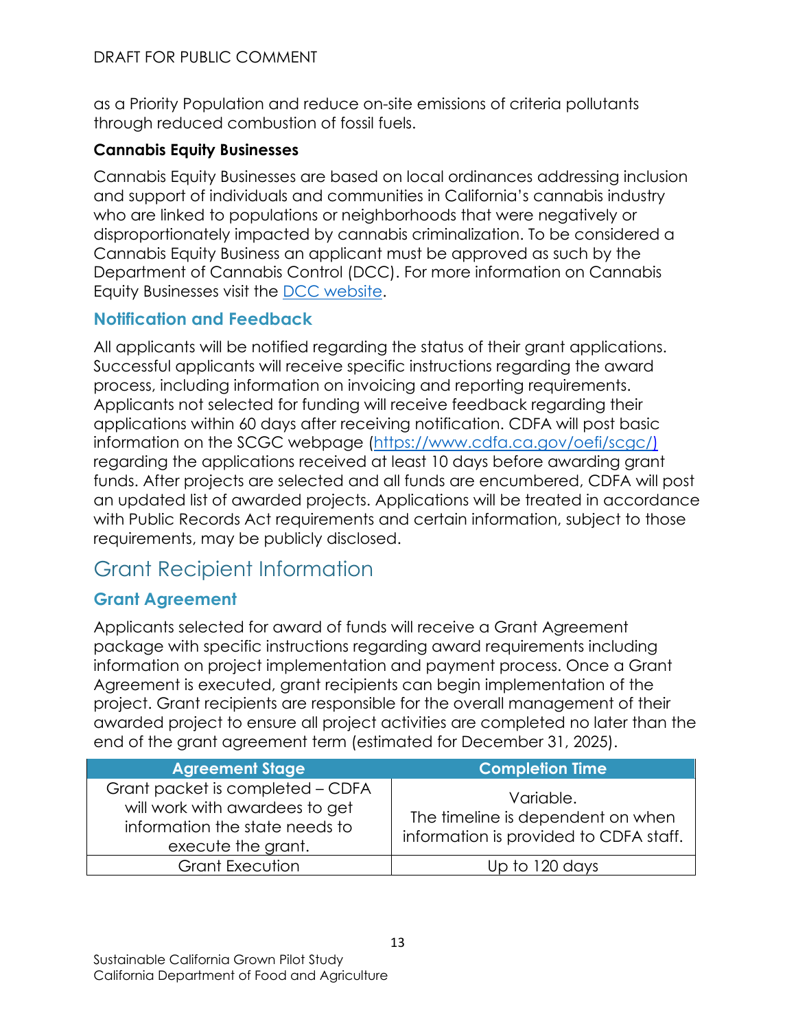as a Priority Population and reduce on-site emissions of criteria pollutants through reduced combustion of fossil fuels.

**Cannabis Equity Businesses**

Cannabis Equity Businesses are based on local ordinances addressing inclusion and support of individuals and communities in California's cannabis industry who are linked to populations or neighborhoods that were negatively or disproportionately impacted by cannabis criminalization. To be considered a Cannabis Equity Business an applicant must be approved as such by the Department of Cannabis Control (DCC). For more information on Cannabis Equity Businesses visit the [DCC website](DCC website).

### Notification and Feedback

All applicants will be notified regarding the status of their grant applications. Successful applicants will receive specific instructions regarding the award process, including information on invoicing and reporting requirements. Applicants not selected for funding will receive feedback regarding their applications within 60 days after receiving notification. CDFA will post basic information on the SCGC webpage (https://www.cdfa.ca.gov/oefi/scgc/) regarding the applications received at least 10 days before awarding grant funds. After projects are selected and all funds are encumbered, CDFA will post an updated list of awarded projects. Applications will be treated in accordance with Public Records Act requirements and certain information, subject to those requirements, may be publicly disclosed.

## Grant Recipient Information

### Grant Agreement

Applicants selected for award of funds will receive a Grant Agreement package with specific instructions regarding award requirements including information on project implementation and payment process. Once a Grant Agreement is executed, grant recipients can begin implementation of the project. Grant recipients are responsible for the overall management of their awarded project to ensure all project activities are completed no later than the end of the grant agreement term (estimated for December 31, 2025).

| Agreement Stage | Completion Time |
|---|---|
| Grant packet is completed – CDFA will work with awardees to get information the state needs to execute the grant. | Variable. The timeline is dependent on when information is provided to CDFA staff. |
| Grant Execution | Up to 120 days |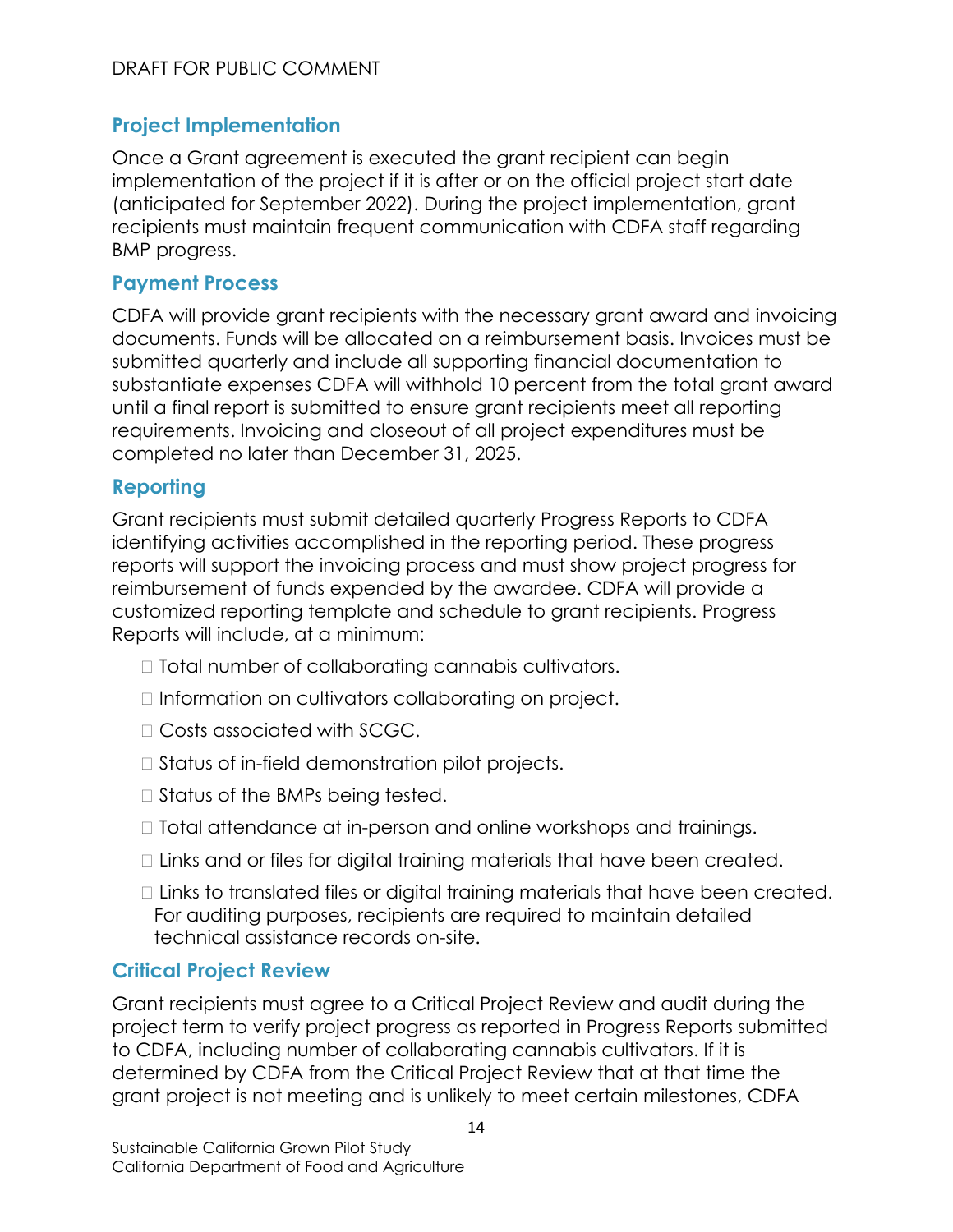DRAFT FOR PUBLIC COMMENT

## Project Implementation

Once a Grant agreement is executed the grant recipient can begin implementation of the project if it is after or on the official project start date (anticipated for September 2022). During the project implementation, grant recipients must maintain frequent communication with CDFA staff regarding BMP progress.

## Payment Process

CDFA will provide grant recipients with the necessary grant award and invoicing documents. Funds will be allocated on a reimbursement basis. Invoices must be submitted quarterly and include all supporting financial documentation to substantiate expenses CDFA will withhold 10 percent from the total grant award until a final report is submitted to ensure grant recipients meet all reporting requirements. Invoicing and closeout of all project expenditures must be completed no later than December 31, 2025.

## Reporting

Grant recipients must submit detailed quarterly Progress Reports to CDFA identifying activities accomplished in the reporting period. These progress reports will support the invoicing process and must show project progress for reimbursement of funds expended by the awardee. CDFA will provide a customized reporting template and schedule to grant recipients. Progress Reports will include, at a minimum:

- Total number of collaborating cannabis cultivators.
- Information on cultivators collaborating on project.
- Costs associated with SCGC.
- Status of in-field demonstration pilot projects.
- Status of the BMPs being tested.
- Total attendance at in-person and online workshops and trainings.
- Links and or files for digital training materials that have been created.
- Links to translated files or digital training materials that have been created. For auditing purposes, recipients are required to maintain detailed technical assistance records on-site.

## Critical Project Review

Grant recipients must agree to a Critical Project Review and audit during the project term to verify project progress as reported in Progress Reports submitted to CDFA, including number of collaborating cannabis cultivators. If it is determined by CDFA from the Critical Project Review that at that time the grant project is not meeting and is unlikely to meet certain milestones, CDFA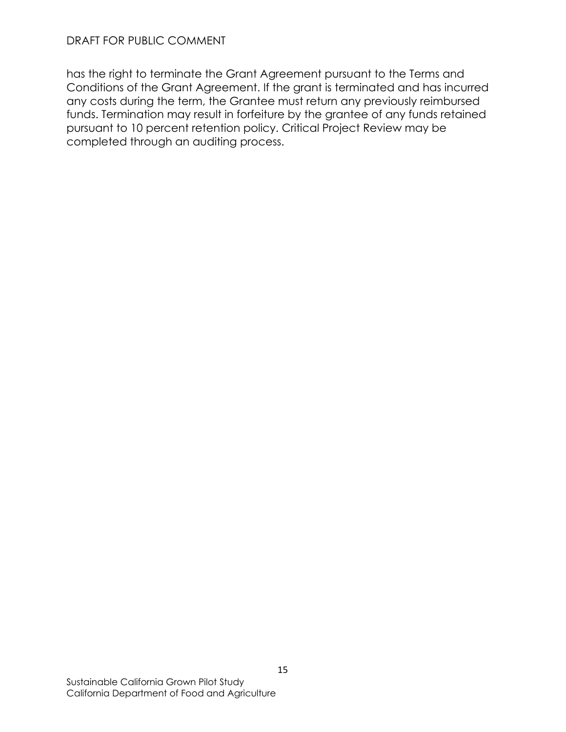has the right to terminate the Grant Agreement pursuant to the Terms and Conditions of the Grant Agreement. If the grant is terminated and has incurred any costs during the term, the Grantee must return any previously reimbursed funds. Termination may result in forfeiture by the grantee of any funds retained pursuant to 10 percent retention policy. Critical Project Review may be completed through an auditing process.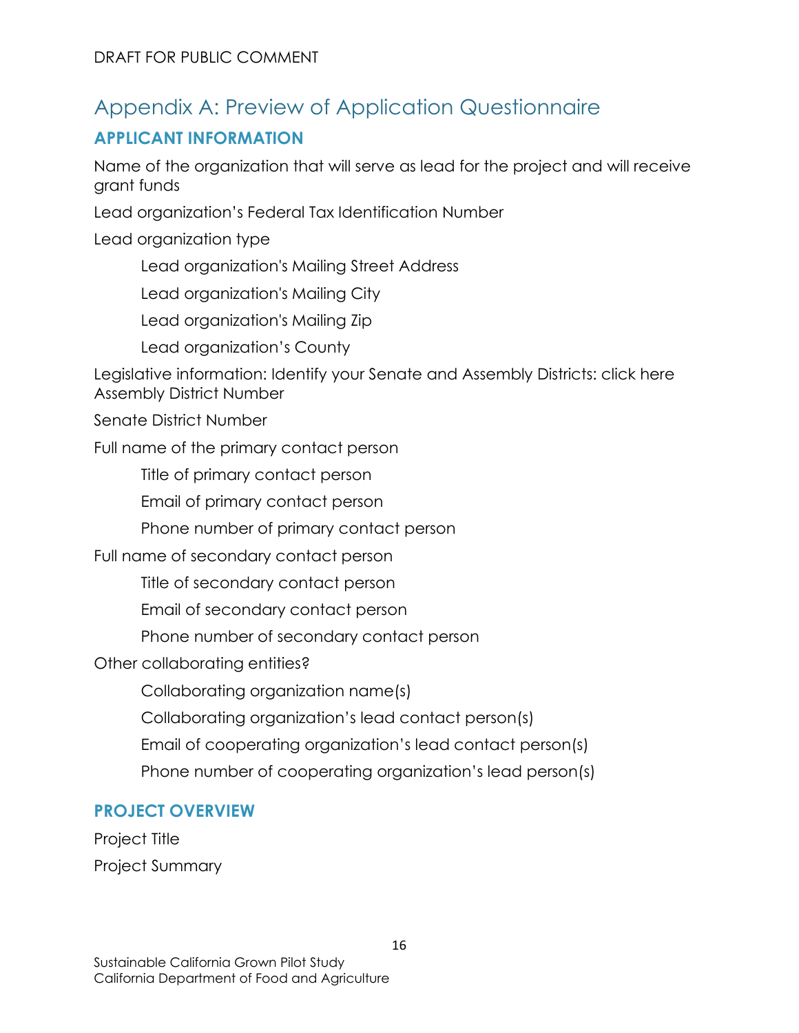# Appendix A: Preview of Application Questionnaire

## APPLICANT INFORMATION

Name of the organization that will serve as lead for the project and will receive grant funds

Lead organization's Federal Tax Identification Number

Lead organization type

- Lead organization's Mailing Street Address
- Lead organization's Mailing City
- Lead organization's Mailing Zip
- Lead organization's County

Legislative information: Identify your Senate and Assembly Districts: click here
Assembly District Number

Senate District Number

Full name of the primary contact person

- Title of primary contact person
- Email of primary contact person
- Phone number of primary contact person

Full name of secondary contact person

- Title of secondary contact person
- Email of secondary contact person
- Phone number of secondary contact person

Other collaborating entities?

- Collaborating organization name(s)
- Collaborating organization's lead contact person(s)
- Email of cooperating organization's lead contact person(s)
- Phone number of cooperating organization's lead person(s)

## PROJECT OVERVIEW

Project Title

Project Summary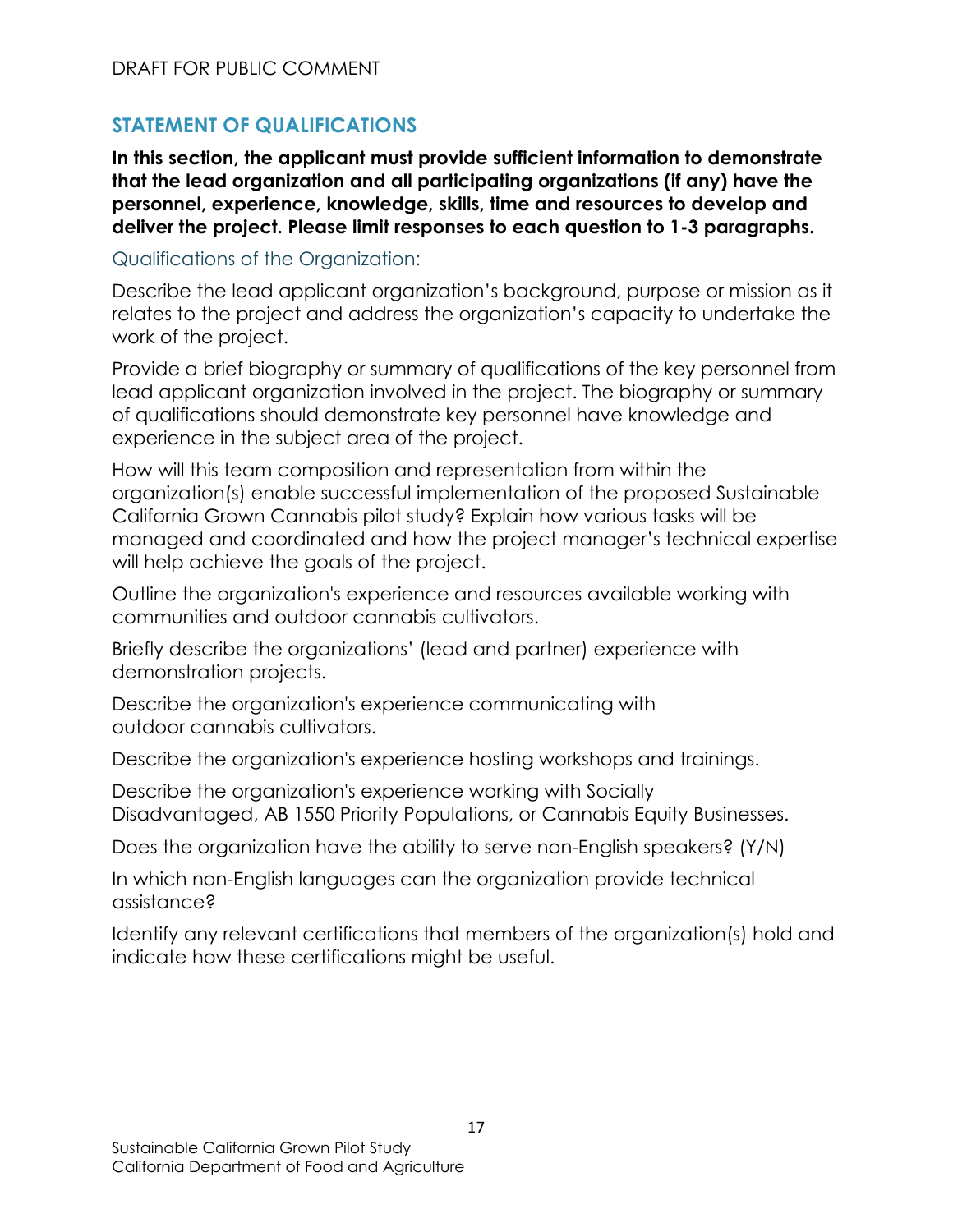## STATEMENT OF QUALIFICATIONS

**In this section, the applicant must provide sufficient information to demonstrate that the lead organization and all participating organizations (if any) have the personnel, experience, knowledge, skills, time and resources to develop and deliver the project. Please limit responses to each question to 1-3 paragraphs.**

### Qualifications of the Organization:

Describe the lead applicant organization's background, purpose or mission as it relates to the project and address the organization's capacity to undertake the work of the project.

Provide a brief biography or summary of qualifications of the key personnel from lead applicant organization involved in the project. The biography or summary of qualifications should demonstrate key personnel have knowledge and experience in the subject area of the project.

How will this team composition and representation from within the organization(s) enable successful implementation of the proposed Sustainable California Grown Cannabis pilot study? Explain how various tasks will be managed and coordinated and how the project manager's technical expertise will help achieve the goals of the project.

Outline the organization's experience and resources available working with communities and outdoor cannabis cultivators.

Briefly describe the organizations' (lead and partner) experience with demonstration projects.

Describe the organization's experience communicating with outdoor cannabis cultivators.

Describe the organization's experience hosting workshops and trainings.

Describe the organization's experience working with Socially Disadvantaged, AB 1550 Priority Populations, or Cannabis Equity Businesses.

Does the organization have the ability to serve non-English speakers? (Y/N)

In which non-English languages can the organization provide technical assistance?

Identify any relevant certifications that members of the organization(s) hold and indicate how these certifications might be useful.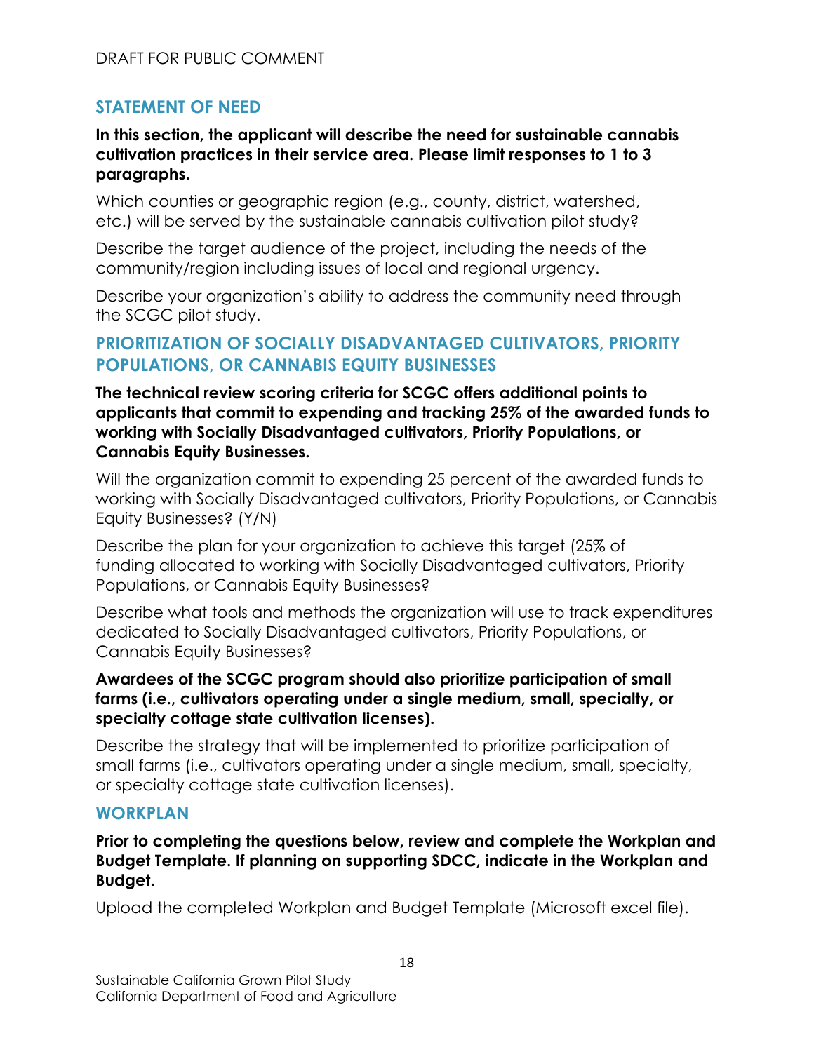## STATEMENT OF NEED

**In this section, the applicant will describe the need for sustainable cannabis cultivation practices in their service area. Please limit responses to 1 to 3 paragraphs.**

Which counties or geographic region (e.g., county, district, watershed, etc.) will be served by the sustainable cannabis cultivation pilot study?

Describe the target audience of the project, including the needs of the community/region including issues of local and regional urgency.

Describe your organization's ability to address the community need through the SCGC pilot study.

## PRIORITIZATION OF SOCIALLY DISADVANTAGED CULTIVATORS, PRIORITY POPULATIONS, OR CANNABIS EQUITY BUSINESSES

**The technical review scoring criteria for SCGC offers additional points to applicants that commit to expending and tracking 25% of the awarded funds to working with Socially Disadvantaged cultivators, Priority Populations, or Cannabis Equity Businesses.**

Will the organization commit to expending 25 percent of the awarded funds to working with Socially Disadvantaged cultivators, Priority Populations, or Cannabis Equity Businesses? (Y/N)

Describe the plan for your organization to achieve this target (25% of funding allocated to working with Socially Disadvantaged cultivators, Priority Populations, or Cannabis Equity Businesses?

Describe what tools and methods the organization will use to track expenditures dedicated to Socially Disadvantaged cultivators, Priority Populations, or Cannabis Equity Businesses?

**Awardees of the SCGC program should also prioritize participation of small farms (i.e., cultivators operating under a single medium, small, specialty, or specialty cottage state cultivation licenses).**

Describe the strategy that will be implemented to prioritize participation of small farms (i.e., cultivators operating under a single medium, small, specialty, or specialty cottage state cultivation licenses).

## WORKPLAN

**Prior to completing the questions below, review and complete the Workplan and Budget Template. If planning on supporting SDCC, indicate in the Workplan and Budget.**

Upload the completed Workplan and Budget Template (Microsoft excel file).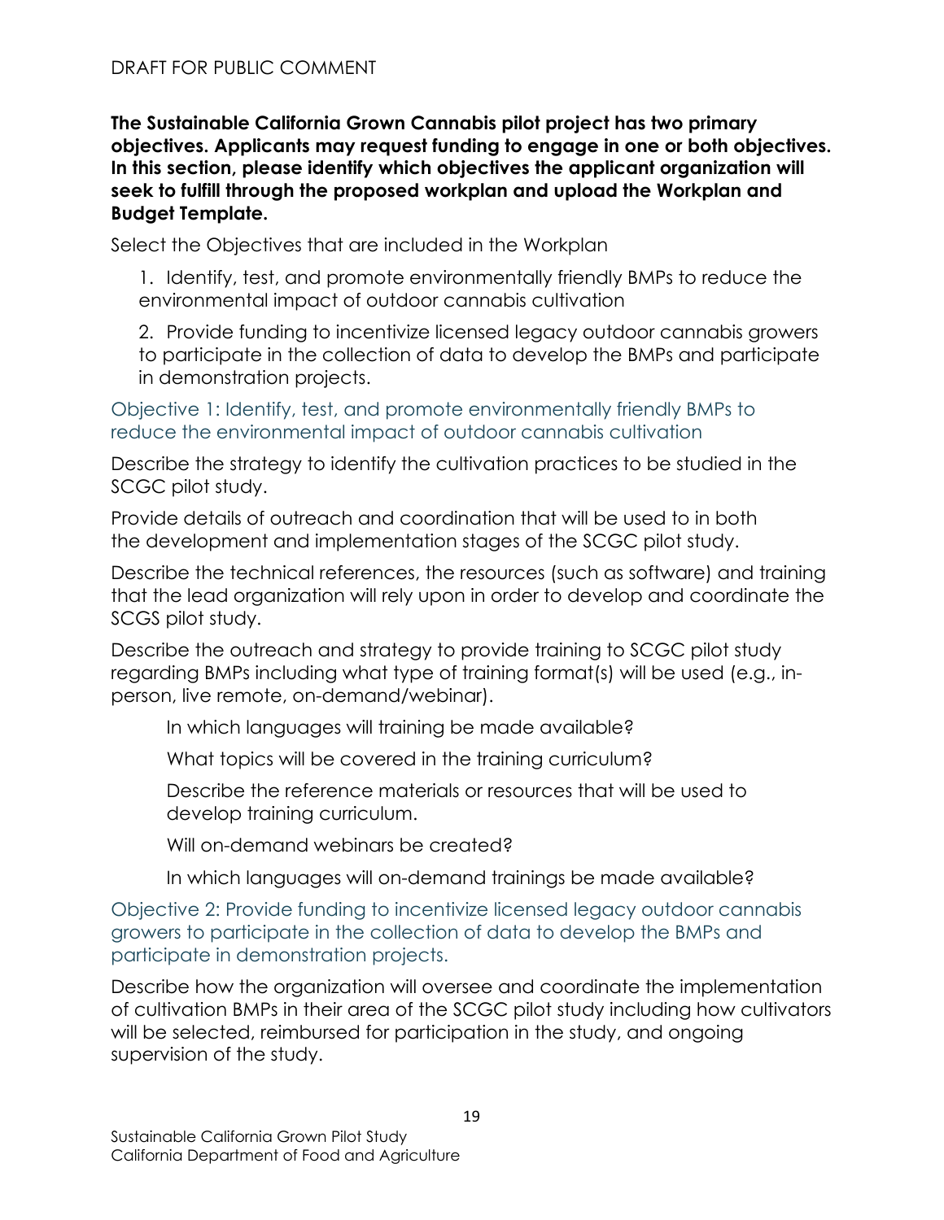**The Sustainable California Grown Cannabis pilot project has two primary objectives. Applicants may request funding to engage in one or both objectives. In this section, please identify which objectives the applicant organization will seek to fulfill through the proposed workplan and upload the Workplan and Budget Template.**

Select the Objectives that are included in the Workplan

1. Identify, test, and promote environmentally friendly BMPs to reduce the environmental impact of outdoor cannabis cultivation

2. Provide funding to incentivize licensed legacy outdoor cannabis growers to participate in the collection of data to develop the BMPs and participate in demonstration projects.

### Objective 1: Identify, test, and promote environmentally friendly BMPs to reduce the environmental impact of outdoor cannabis cultivation

Describe the strategy to identify the cultivation practices to be studied in the SCGC pilot study.

Provide details of outreach and coordination that will be used to in both the development and implementation stages of the SCGC pilot study.

Describe the technical references, the resources (such as software) and training that the lead organization will rely upon in order to develop and coordinate the SCGS pilot study.

Describe the outreach and strategy to provide training to SCGC pilot study regarding BMPs including what type of training format(s) will be used (e.g., in-person, live remote, on-demand/webinar).

In which languages will training be made available?

What topics will be covered in the training curriculum?

Describe the reference materials or resources that will be used to develop training curriculum.

Will on-demand webinars be created?

In which languages will on-demand trainings be made available?

### Objective 2: Provide funding to incentivize licensed legacy outdoor cannabis growers to participate in the collection of data to develop the BMPs and participate in demonstration projects.

Describe how the organization will oversee and coordinate the implementation of cultivation BMPs in their area of the SCGC pilot study including how cultivators will be selected, reimbursed for participation in the study, and ongoing supervision of the study.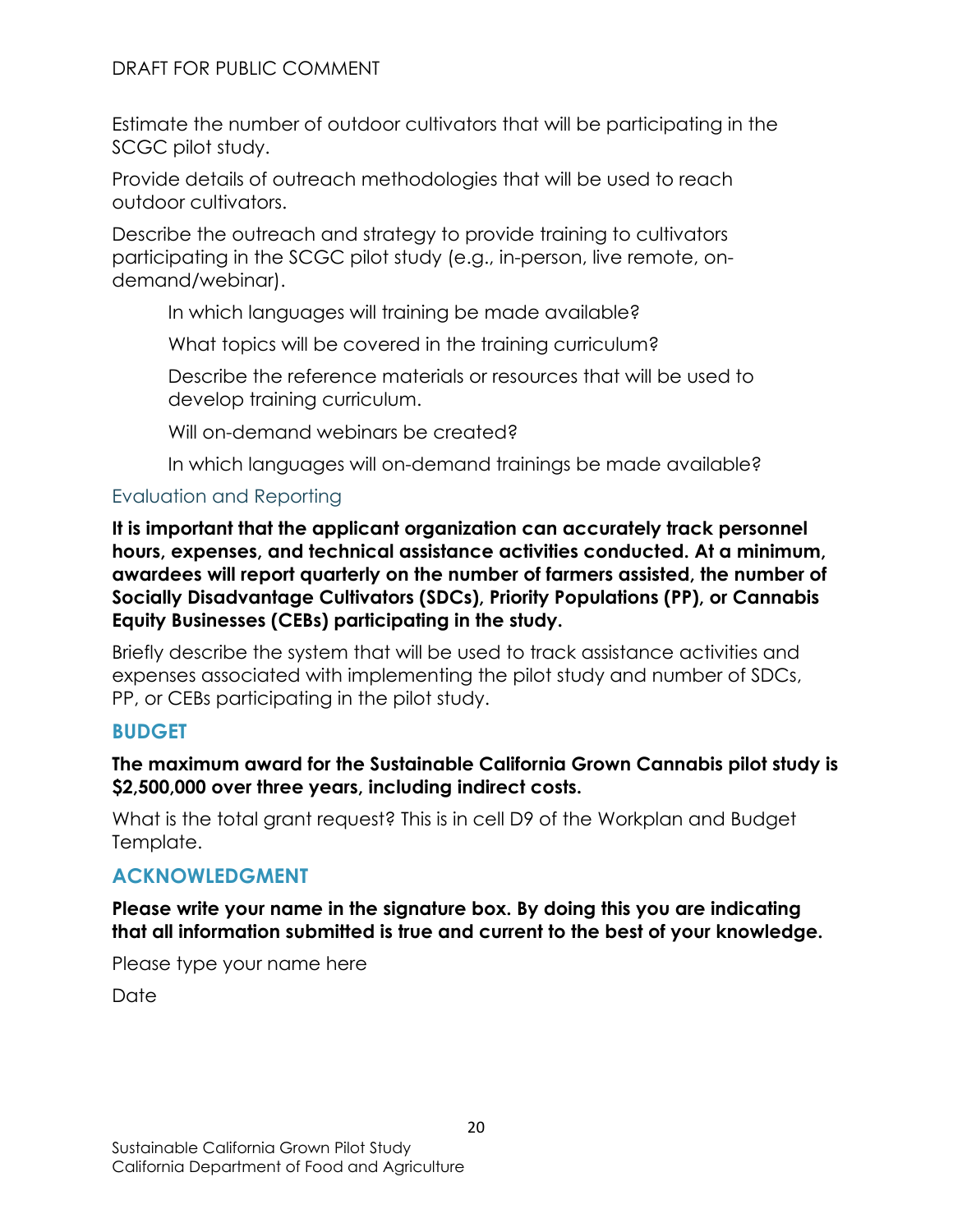Estimate the number of outdoor cultivators that will be participating in the SCGC pilot study.

Provide details of outreach methodologies that will be used to reach outdoor cultivators.

Describe the outreach and strategy to provide training to cultivators participating in the SCGC pilot study (e.g., in-person, live remote, on-demand/webinar).

In which languages will training be made available?

What topics will be covered in the training curriculum?

Describe the reference materials or resources that will be used to develop training curriculum.

Will on-demand webinars be created?

In which languages will on-demand trainings be made available?

### Evaluation and Reporting

**It is important that the applicant organization can accurately track personnel hours, expenses, and technical assistance activities conducted. At a minimum, awardees will report quarterly on the number of farmers assisted, the number of Socially Disadvantage Cultivators (SDCs), Priority Populations (PP), or Cannabis Equity Businesses (CEBs) participating in the study.**

Briefly describe the system that will be used to track assistance activities and expenses associated with implementing the pilot study and number of SDCs, PP, or CEBs participating in the pilot study.

## BUDGET

**The maximum award for the Sustainable California Grown Cannabis pilot study is $2,500,000 over three years, including indirect costs.**

What is the total grant request? This is in cell D9 of the Workplan and Budget Template.

## ACKNOWLEDGMENT

**Please write your name in the signature box. By doing this you are indicating that all information submitted is true and current to the best of your knowledge.**

Please type your name here

Date